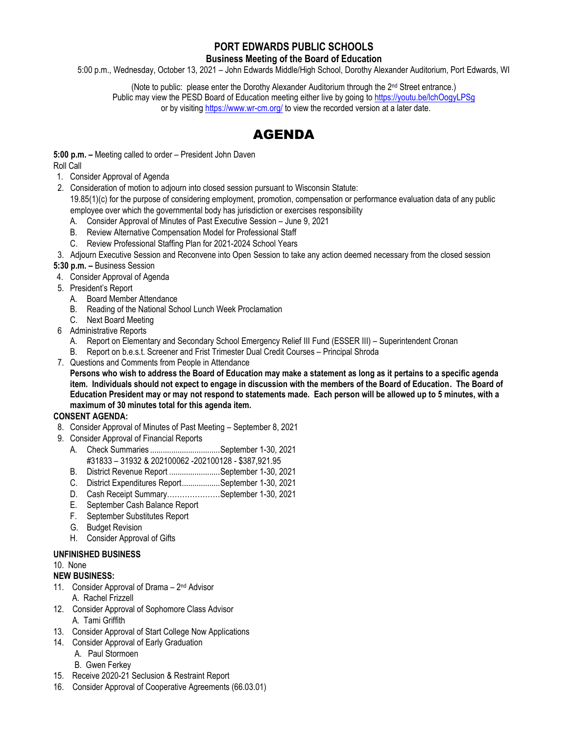# PORT EDWARDS PUBLIC SCHOOLS

## Business Meeting of the Board of Education

5:00 p.m., Wednesday, October 13, 2021 – John Edwards Middle/High School, Dorothy Alexander Auditorium, Port Edwards, WI

(Note to public: please enter the Dorothy Alexander Auditorium through the 2nd Street entrance.)
Public may view the PESD Board of Education meeting either live by going to https://youtu.be/lchOogyLPSg
or by visiting https://www.wr-cm.org/ to view the recorded version at a later date.

# AGENDA

**5:00 p.m. –** Meeting called to order – President John Daven

Roll Call

1. Consider Approval of Agenda
2. Consideration of motion to adjourn into closed session pursuant to Wisconsin Statute:
   19.85(1)(c) for the purpose of considering employment, promotion, compensation or performance evaluation data of any public employee over which the governmental body has jurisdiction or exercises responsibility
   A. Consider Approval of Minutes of Past Executive Session – June 9, 2021
   B. Review Alternative Compensation Model for Professional Staff
   C. Review Professional Staffing Plan for 2021-2024 School Years
3. Adjourn Executive Session and Reconvene into Open Session to take any action deemed necessary from the closed session

**5:30 p.m. –** Business Session

4. Consider Approval of Agenda
5. President's Report
   A. Board Member Attendance
   B. Reading of the National School Lunch Week Proclamation
   C. Next Board Meeting
6. Administrative Reports
   A. Report on Elementary and Secondary School Emergency Relief III Fund (ESSER III) – Superintendent Cronan
   B. Report on b.e.s.t. Screener and Frist Trimester Dual Credit Courses – Principal Shroda
7. Questions and Comments from People in Attendance
   **Persons who wish to address the Board of Education may make a statement as long as it pertains to a specific agenda item. Individuals should not expect to engage in discussion with the members of the Board of Education. The Board of Education President may or may not respond to statements made. Each person will be allowed up to 5 minutes, with a maximum of 30 minutes total for this agenda item.**

**CONSENT AGENDA:**

8. Consider Approval of Minutes of Past Meeting – September 8, 2021
9. Consider Approval of Financial Reports
   A. Check Summaries .................................September 1-30, 2021
      #31833 – 31932 & 202100062 -202100128 - $387,921.95
   B. District Revenue Report ........................September 1-30, 2021
   C. District Expenditures Report..................September 1-30, 2021
   D. Cash Receipt Summary…………………September 1-30, 2021
   E. September Cash Balance Report
   F. September Substitutes Report
   G. Budget Revision
   H. Consider Approval of Gifts

**UNFINISHED BUSINESS**

10. None

**NEW BUSINESS:**

11. Consider Approval of Drama – 2nd Advisor
    A. Rachel Frizzell
12. Consider Approval of Sophomore Class Advisor
    A. Tami Griffith
13. Consider Approval of Start College Now Applications
14. Consider Approval of Early Graduation
    A. Paul Stormoen
    B. Gwen Ferkey
15. Receive 2020-21 Seclusion & Restraint Report
16. Consider Approval of Cooperative Agreements (66.03.01)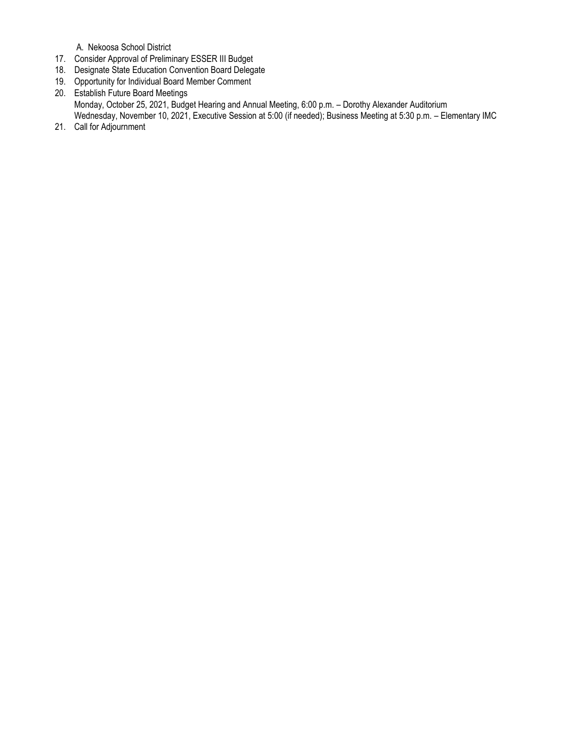A. Nekoosa School District

17. Consider Approval of Preliminary ESSER III Budget
18. Designate State Education Convention Board Delegate
19. Opportunity for Individual Board Member Comment
20. Establish Future Board Meetings
    Monday, October 25, 2021, Budget Hearing and Annual Meeting, 6:00 p.m. – Dorothy Alexander Auditorium
    Wednesday, November 10, 2021, Executive Session at 5:00 (if needed); Business Meeting at 5:30 p.m. – Elementary IMC
21. Call for Adjournment